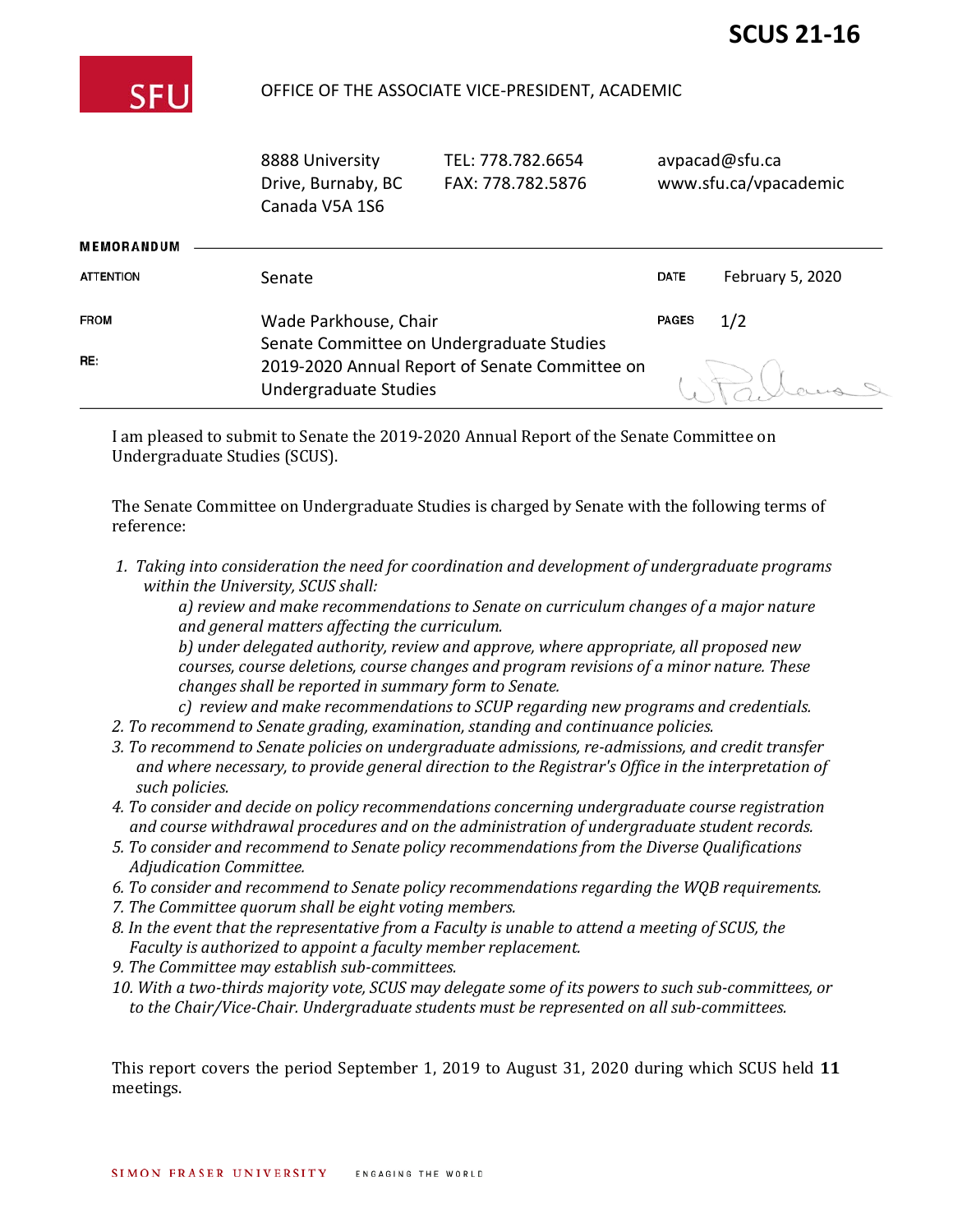**SCUS 21-16**

SFU

OFFICE OF THE ASSOCIATE VICE-PRESIDENT, ACADEMIC

8888 University Drive, Burnaby, BC Canada V5A 1S6

TEL: 778.782.6654
FAX: 778.782.5876

avpacad@sfu.ca
www.sfu.ca/vpacademic

**MEMORANDUM**

| | | | |
|---|---|---|---|
| ATTENTION | Senate | DATE | February 5, 2020 |
| FROM | Wade Parkhouse, Chair<br>Senate Committee on Undergraduate Studies | PAGES | 1/2 |
| RE: | 2019-2020 Annual Report of Senate Committee on Undergraduate Studies | | |

I am pleased to submit to Senate the 2019-2020 Annual Report of the Senate Committee on Undergraduate Studies (SCUS).

The Senate Committee on Undergraduate Studies is charged by Senate with the following terms of reference:

1. *Taking into consideration the need for coordination and development of undergraduate programs within the University, SCUS shall:*
   *a) review and make recommendations to Senate on curriculum changes of a major nature and general matters affecting the curriculum.*
   *b) under delegated authority, review and approve, where appropriate, all proposed new courses, course deletions, course changes and program revisions of a minor nature. These changes shall be reported in summary form to Senate.*
   *c) review and make recommendations to SCUP regarding new programs and credentials.*
2. *To recommend to Senate grading, examination, standing and continuance policies.*
3. *To recommend to Senate policies on undergraduate admissions, re-admissions, and credit transfer and where necessary, to provide general direction to the Registrar's Office in the interpretation of such policies.*
4. *To consider and decide on policy recommendations concerning undergraduate course registration and course withdrawal procedures and on the administration of undergraduate student records.*
5. *To consider and recommend to Senate policy recommendations from the Diverse Qualifications Adjudication Committee.*
6. *To consider and recommend to Senate policy recommendations regarding the WQB requirements.*
7. *The Committee quorum shall be eight voting members.*
8. *In the event that the representative from a Faculty is unable to attend a meeting of SCUS, the Faculty is authorized to appoint a faculty member replacement.*
9. *The Committee may establish sub-committees.*
10. *With a two-thirds majority vote, SCUS may delegate some of its powers to such sub-committees, or to the Chair/Vice-Chair. Undergraduate students must be represented on all sub-committees.*

This report covers the period September 1, 2019 to August 31, 2020 during which SCUS held **11** meetings.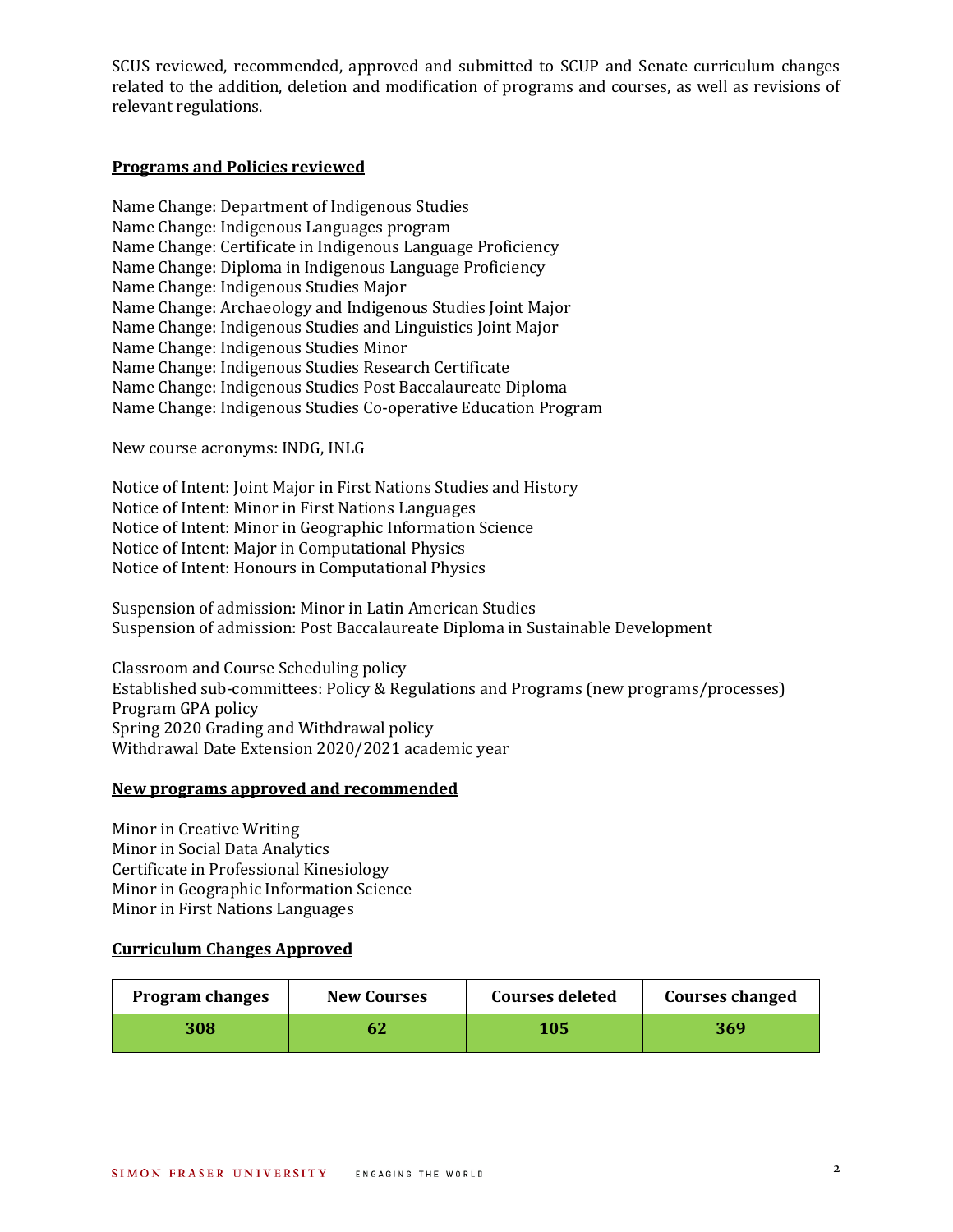SCUS reviewed, recommended, approved and submitted to SCUP and Senate curriculum changes related to the addition, deletion and modification of programs and courses, as well as revisions of relevant regulations.

## Programs and Policies reviewed

Name Change: Department of Indigenous Studies
Name Change: Indigenous Languages program
Name Change: Certificate in Indigenous Language Proficiency
Name Change: Diploma in Indigenous Language Proficiency
Name Change: Indigenous Studies Major
Name Change: Archaeology and Indigenous Studies Joint Major
Name Change: Indigenous Studies and Linguistics Joint Major
Name Change: Indigenous Studies Minor
Name Change: Indigenous Studies Research Certificate
Name Change: Indigenous Studies Post Baccalaureate Diploma
Name Change: Indigenous Studies Co-operative Education Program

New course acronyms: INDG, INLG

Notice of Intent: Joint Major in First Nations Studies and History
Notice of Intent: Minor in First Nations Languages
Notice of Intent: Minor in Geographic Information Science
Notice of Intent: Major in Computational Physics
Notice of Intent: Honours in Computational Physics

Suspension of admission: Minor in Latin American Studies
Suspension of admission: Post Baccalaureate Diploma in Sustainable Development

Classroom and Course Scheduling policy
Established sub-committees: Policy & Regulations and Programs (new programs/processes)
Program GPA policy
Spring 2020 Grading and Withdrawal policy
Withdrawal Date Extension 2020/2021 academic year

## New programs approved and recommended

Minor in Creative Writing
Minor in Social Data Analytics
Certificate in Professional Kinesiology
Minor in Geographic Information Science
Minor in First Nations Languages

## Curriculum Changes Approved

| Program changes | New Courses | Courses deleted | Courses changed |
|---|---|---|---|
| 308 | 62 | 105 | 369 |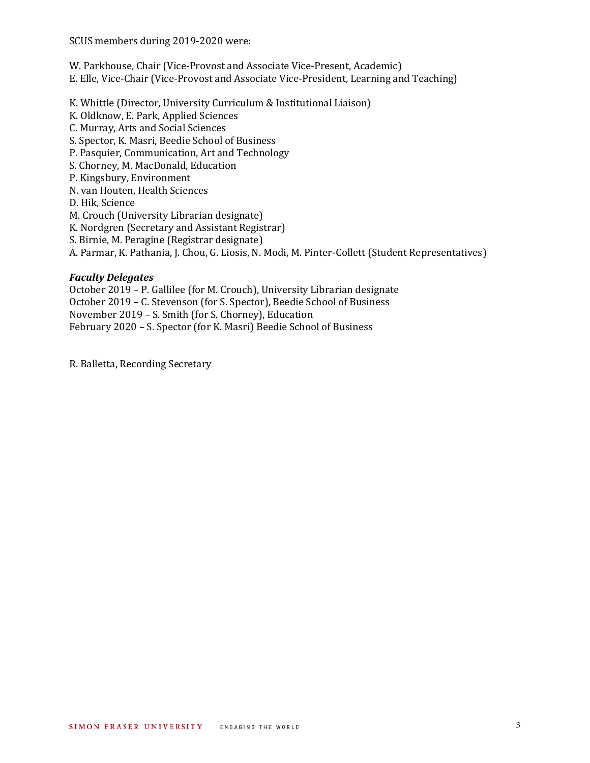SCUS members during 2019-2020 were:

W. Parkhouse, Chair (Vice-Provost and Associate Vice-Present, Academic)
E. Elle, Vice-Chair (Vice-Provost and Associate Vice-President, Learning and Teaching)

K. Whittle (Director, University Curriculum & Institutional Liaison)
K. Oldknow, E. Park, Applied Sciences
C. Murray, Arts and Social Sciences
S. Spector, K. Masri, Beedie School of Business
P. Pasquier, Communication, Art and Technology
S. Chorney, M. MacDonald, Education
P. Kingsbury, Environment
N. van Houten, Health Sciences
D. Hik, Science
M. Crouch (University Librarian designate)
K. Nordgren (Secretary and Assistant Registrar)
S. Birnie, M. Peragine (Registrar designate)
A. Parmar, K. Pathania, J. Chou, G. Liosis, N. Modi, M. Pinter-Collett (Student Representatives)

***Faculty Delegates***
October 2019 – P. Gallilee (for M. Crouch), University Librarian designate
October 2019 – C. Stevenson (for S. Spector), Beedie School of Business
November 2019 – S. Smith (for S. Chorney), Education
February 2020 – S. Spector (for K. Masri) Beedie School of Business

R. Balletta, Recording Secretary